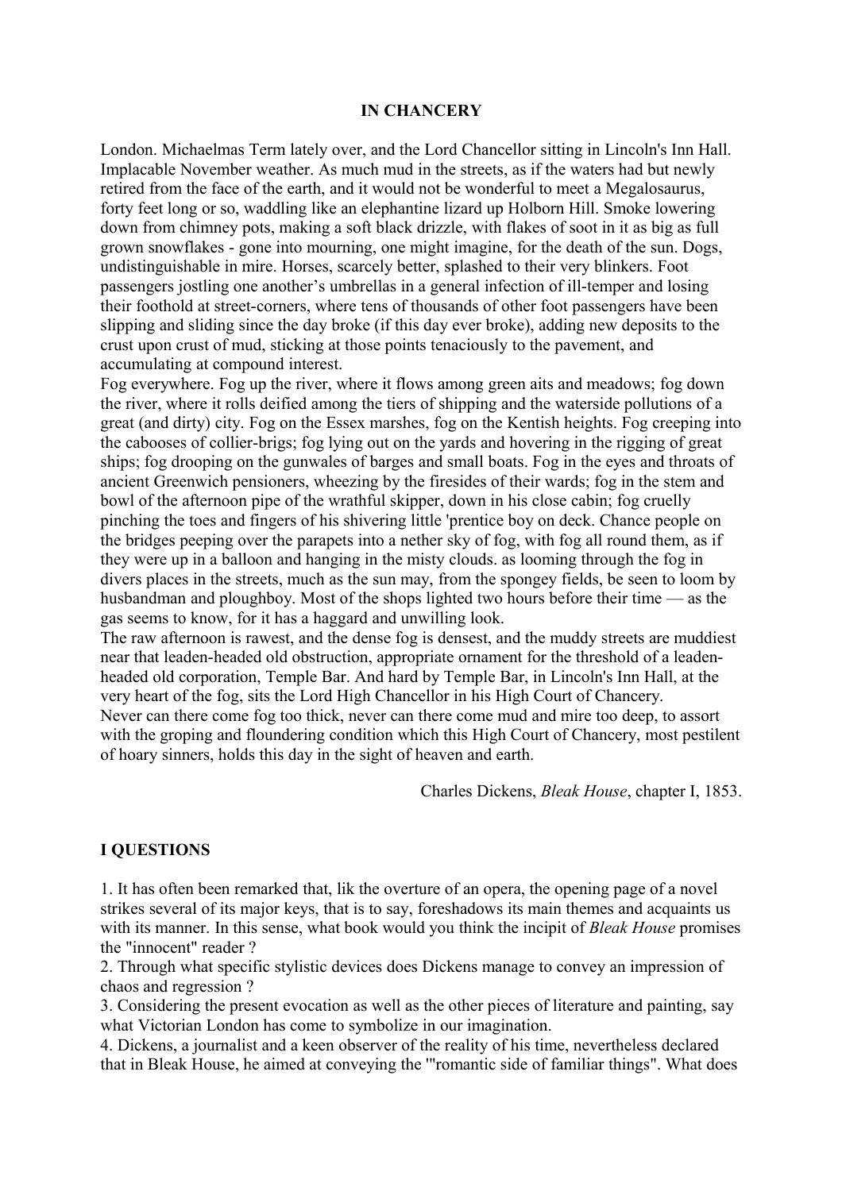# IN CHANCERY

London. Michaelmas Term lately over, and the Lord Chancellor sitting in Lincoln's Inn Hall. Implacable November weather. As much mud in the streets, as if the waters had but newly retired from the face of the earth, and it would not be wonderful to meet a Megalosaurus, forty feet long or so, waddling like an elephantine lizard up Holborn Hill. Smoke lowering down from chimney pots, making a soft black drizzle, with flakes of soot in it as big as full grown snowflakes - gone into mourning, one might imagine, for the death of the sun. Dogs, undistinguishable in mire. Horses, scarcely better, splashed to their very blinkers. Foot passengers jostling one another's umbrellas in a general infection of ill-temper and losing their foothold at street-corners, where tens of thousands of other foot passengers have been slipping and sliding since the day broke (if this day ever broke), adding new deposits to the crust upon crust of mud, sticking at those points tenaciously to the pavement, and accumulating at compound interest.

Fog everywhere. Fog up the river, where it flows among green aits and meadows; fog down the river, where it rolls deified among the tiers of shipping and the waterside pollutions of a great (and dirty) city. Fog on the Essex marshes, fog on the Kentish heights. Fog creeping into the cabooses of collier-brigs; fog lying out on the yards and hovering in the rigging of great ships; fog drooping on the gunwales of barges and small boats. Fog in the eyes and throats of ancient Greenwich pensioners, wheezing by the firesides of their wards; fog in the stem and bowl of the afternoon pipe of the wrathful skipper, down in his close cabin; fog cruelly pinching the toes and fingers of his shivering little 'prentice boy on deck. Chance people on the bridges peeping over the parapets into a nether sky of fog, with fog all round them, as if they were up in a balloon and hanging in the misty clouds. as looming through the fog in divers places in the streets, much as the sun may, from the spongey fields, be seen to loom by husbandman and ploughboy. Most of the shops lighted two hours before their time — as the gas seems to know, for it has a haggard and unwilling look.

The raw afternoon is rawest, and the dense fog is densest, and the muddy streets are muddiest near that leaden-headed old obstruction, appropriate ornament for the threshold of a leaden-headed old corporation, Temple Bar. And hard by Temple Bar, in Lincoln's Inn Hall, at the very heart of the fog, sits the Lord High Chancellor in his High Court of Chancery.

Never can there come fog too thick, never can there come mud and mire too deep, to assort with the groping and floundering condition which this High Court of Chancery, most pestilent of hoary sinners, holds this day in the sight of heaven and earth.

Charles Dickens, *Bleak House*, chapter I, 1853.

## I QUESTIONS

1. It has often been remarked that, lik the overture of an opera, the opening page of a novel strikes several of its major keys, that is to say, foreshadows its main themes and acquaints us with its manner. In this sense, what book would you think the incipit of *Bleak House* promises the "innocent" reader ?
2. Through what specific stylistic devices does Dickens manage to convey an impression of chaos and regression ?
3. Considering the present evocation as well as the other pieces of literature and painting, say what Victorian London has come to symbolize in our imagination.
4. Dickens, a journalist and a keen observer of the reality of his time, nevertheless declared that in Bleak House, he aimed at conveying the '"romantic side of familiar things". What does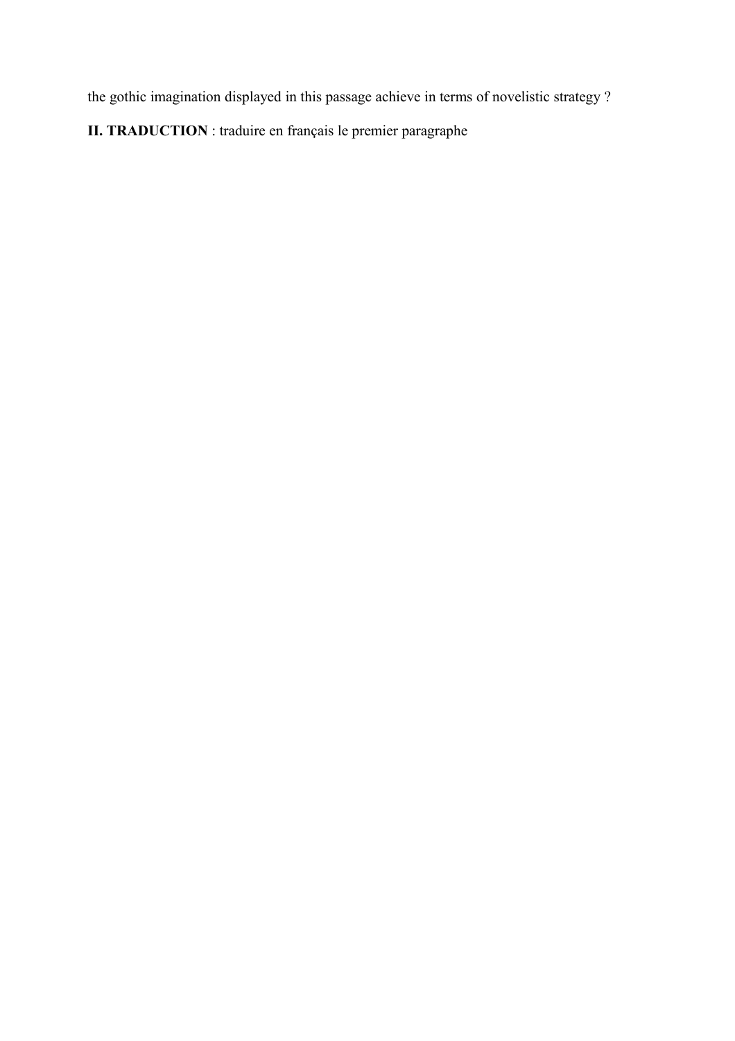the gothic imagination displayed in this passage achieve in terms of novelistic strategy ?

**II. TRADUCTION** : traduire en français le premier paragraphe